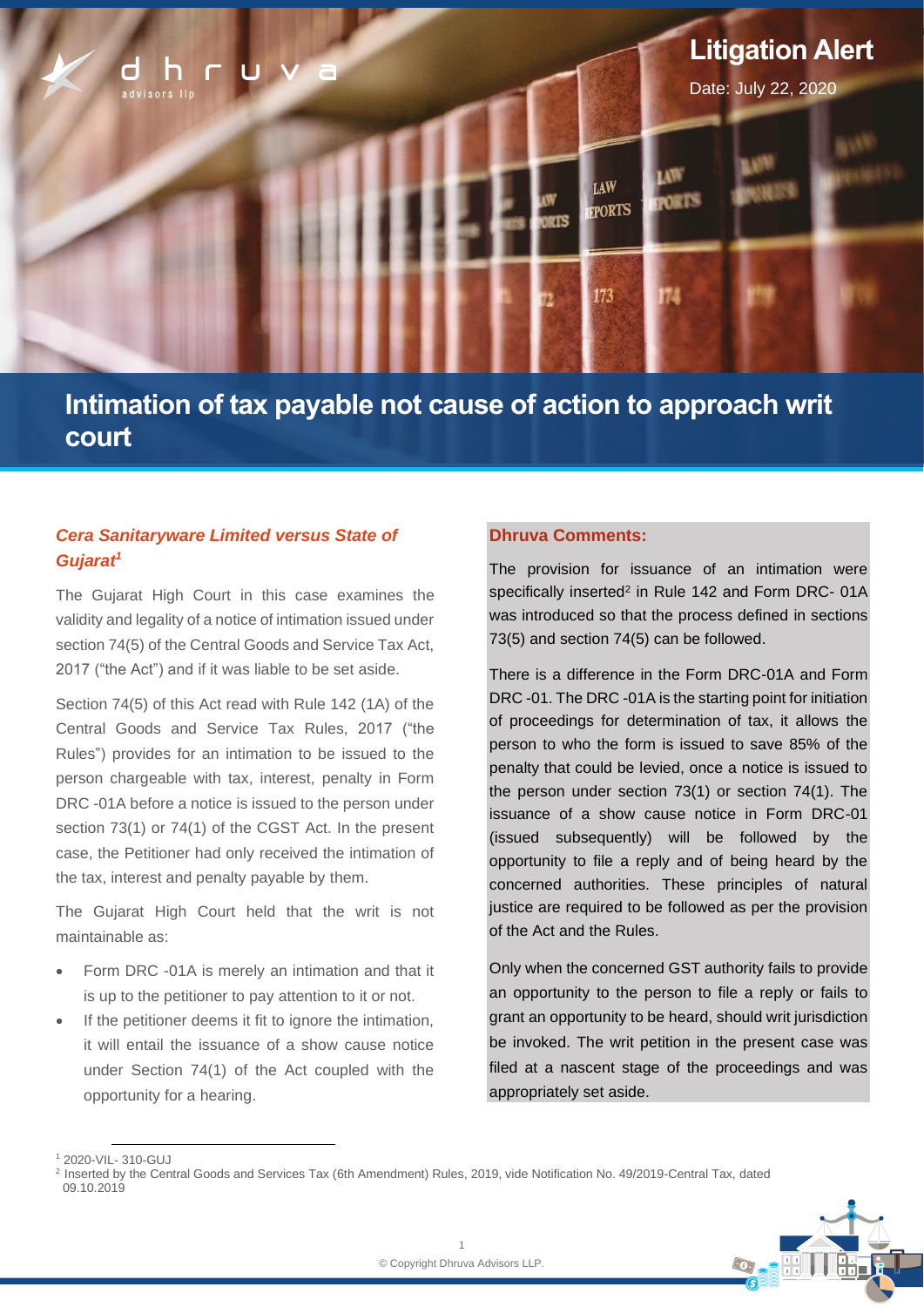Litigation Alert

Date: July 22, 2020

# Intimation of tax payable not cause of action to approach writ court

## *Cera Sanitaryware Limited versus State of Gujarat*[1]

The Gujarat High Court in this case examines the validity and legality of a notice of intimation issued under section 74(5) of the Central Goods and Service Tax Act, 2017 ("the Act") and if it was liable to be set aside.

Section 74(5) of this Act read with Rule 142 (1A) of the Central Goods and Service Tax Rules, 2017 ("the Rules") provides for an intimation to be issued to the person chargeable with tax, interest, penalty in Form DRC -01A before a notice is issued to the person under section 73(1) or 74(1) of the CGST Act. In the present case, the Petitioner had only received the intimation of the tax, interest and penalty payable by them.

The Gujarat High Court held that the writ is not maintainable as:

- Form DRC -01A is merely an intimation and that it is up to the petitioner to pay attention to it or not.
- If the petitioner deems it fit to ignore the intimation, it will entail the issuance of a show cause notice under Section 74(1) of the Act coupled with the opportunity for a hearing.

### Dhruva Comments:

The provision for issuance of an intimation were specifically inserted[2] in Rule 142 and Form DRC- 01A was introduced so that the process defined in sections 73(5) and section 74(5) can be followed.

There is a difference in the Form DRC-01A and Form DRC -01. The DRC -01A is the starting point for initiation of proceedings for determination of tax, it allows the person to who the form is issued to save 85% of the penalty that could be levied, once a notice is issued to the person under section 73(1) or section 74(1). The issuance of a show cause notice in Form DRC-01 (issued subsequently) will be followed by the opportunity to file a reply and of being heard by the concerned authorities. These principles of natural justice are required to be followed as per the provision of the Act and the Rules.

Only when the concerned GST authority fails to provide an opportunity to the person to file a reply or fails to grant an opportunity to be heard, should writ jurisdiction be invoked. The writ petition in the present case was filed at a nascent stage of the proceedings and was appropriately set aside.

---

[1] 2020-VIL- 310-GUJ

[2] Inserted by the Central Goods and Services Tax (6th Amendment) Rules, 2019, vide Notification No. 49/2019-Central Tax, dated 09.10.2019

© Copyright Dhruva Advisors LLP.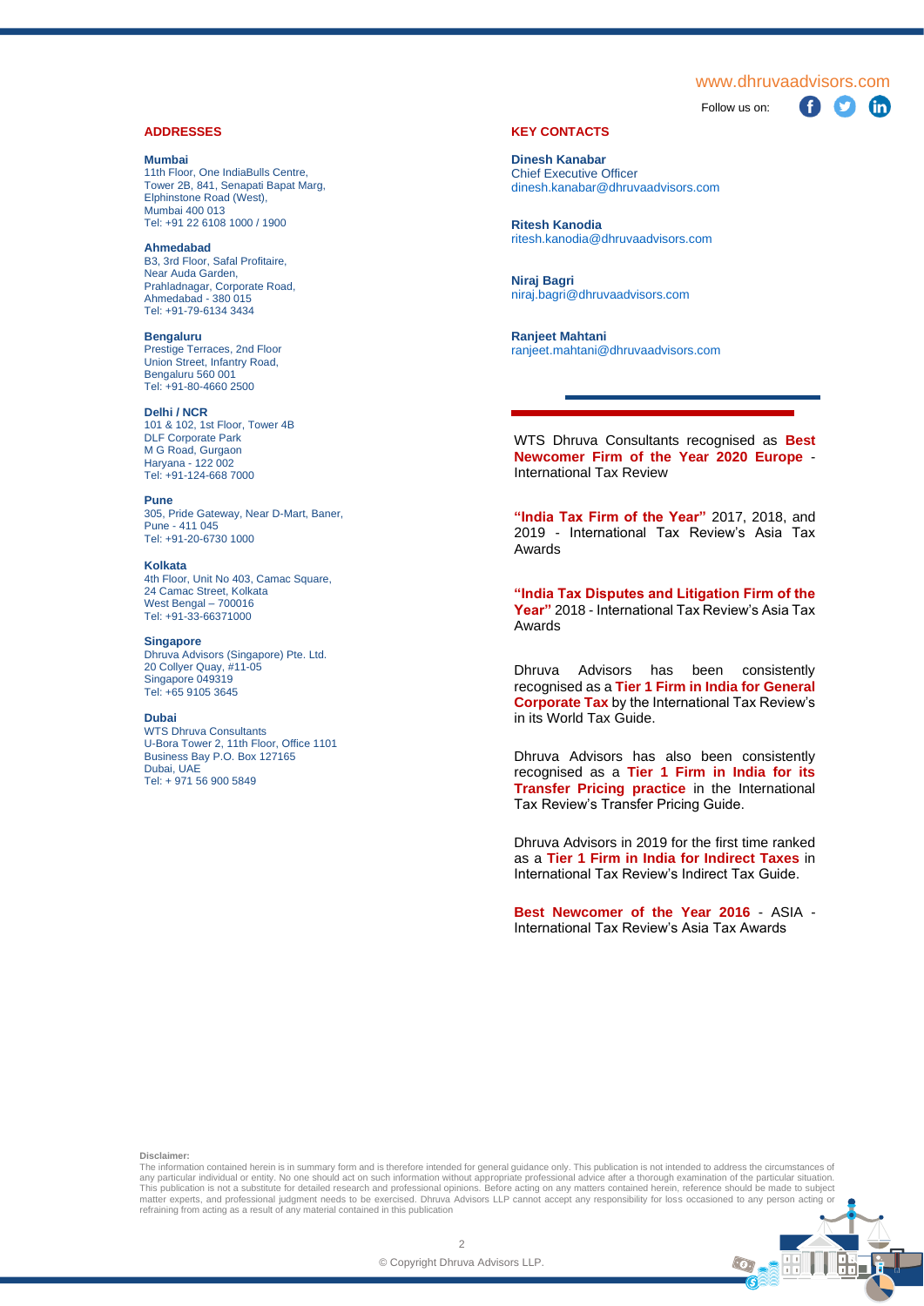www.dhruvaadvisors.com

Follow us on:

## ADDRESSES

**Mumbai**
11th Floor, One IndiaBulls Centre,
Tower 2B, 841, Senapati Bapat Marg,
Elphinstone Road (West),
Mumbai 400 013
Tel: +91 22 6108 1000 / 1900

**Ahmedabad**
B3, 3rd Floor, Safal Profitaire,
Near Auda Garden,
Prahladnagar, Corporate Road,
Ahmedabad - 380 015
Tel: +91-79-6134 3434

**Bengaluru**
Prestige Terraces, 2nd Floor
Union Street, Infantry Road,
Bengaluru 560 001
Tel: +91-80-4660 2500

**Delhi / NCR**
101 & 102, 1st Floor, Tower 4B
DLF Corporate Park
M G Road, Gurgaon
Haryana - 122 002
Tel: +91-124-668 7000

**Pune**
305, Pride Gateway, Near D-Mart, Baner,
Pune - 411 045
Tel: +91-20-6730 1000

**Kolkata**
4th Floor, Unit No 403, Camac Square,
24 Camac Street, Kolkata
West Bengal – 700016
Tel: +91-33-66371000

**Singapore**
Dhruva Advisors (Singapore) Pte. Ltd.
20 Collyer Quay, #11-05
Singapore 049319
Tel: +65 9105 3645

**Dubai**
WTS Dhruva Consultants
U-Bora Tower 2, 11th Floor, Office 1101
Business Bay P.O. Box 127165
Dubai, UAE
Tel: + 971 56 900 5849

## KEY CONTACTS

**Dinesh Kanabar**
Chief Executive Officer
dinesh.kanabar@dhruvaadvisors.com

**Ritesh Kanodia**
ritesh.kanodia@dhruvaadvisors.com

**Niraj Bagri**
niraj.bagri@dhruvaadvisors.com

**Ranjeet Mahtani**
ranjeet.mahtani@dhruvaadvisors.com

WTS Dhruva Consultants recognised as **Best Newcomer Firm of the Year 2020 Europe** - International Tax Review

**"India Tax Firm of the Year"** 2017, 2018, and 2019 - International Tax Review's Asia Tax Awards

**"India Tax Disputes and Litigation Firm of the Year"** 2018 - International Tax Review's Asia Tax Awards

Dhruva Advisors has been consistently recognised as a **Tier 1 Firm in India for General Corporate Tax** by the International Tax Review's in its World Tax Guide.

Dhruva Advisors has also been consistently recognised as a **Tier 1 Firm in India for its Transfer Pricing practice** in the International Tax Review's Transfer Pricing Guide.

Dhruva Advisors in 2019 for the first time ranked as a **Tier 1 Firm in India for Indirect Taxes** in International Tax Review's Indirect Tax Guide.

**Best Newcomer of the Year 2016** - ASIA - International Tax Review's Asia Tax Awards

**Disclaimer:**
The information contained herein is in summary form and is therefore intended for general guidance only. This publication is not intended to address the circumstances of any particular individual or entity. No one should act on such information without appropriate professional advice after a thorough examination of the particular situation. This publication is not a substitute for detailed research and professional opinions. Before acting on any matters contained herein, reference should be made to subject matter experts, and professional judgment needs to be exercised. Dhruva Advisors LLP cannot accept any responsibility for loss occasioned to any person acting or refraining from acting as a result of any material contained in this publication

© Copyright Dhruva Advisors LLP.